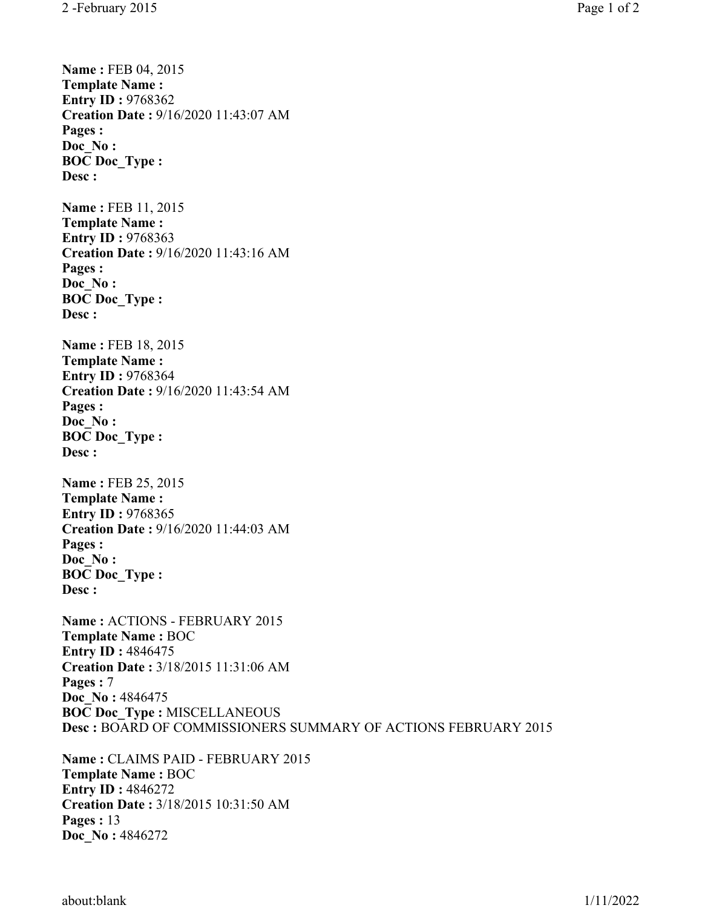**Name :** FEB 04, 2015
**Template Name :**
**Entry ID :** 9768362
**Creation Date :** 9/16/2020 11:43:07 AM
**Pages :**
**Doc_No :**
**BOC Doc_Type :**
**Desc :**

**Name :** FEB 11, 2015
**Template Name :**
**Entry ID :** 9768363
**Creation Date :** 9/16/2020 11:43:16 AM
**Pages :**
**Doc_No :**
**BOC Doc_Type :**
**Desc :**

**Name :** FEB 18, 2015
**Template Name :**
**Entry ID :** 9768364
**Creation Date :** 9/16/2020 11:43:54 AM
**Pages :**
**Doc_No :**
**BOC Doc_Type :**
**Desc :**

**Name :** FEB 25, 2015
**Template Name :**
**Entry ID :** 9768365
**Creation Date :** 9/16/2020 11:44:03 AM
**Pages :**
**Doc_No :**
**BOC Doc_Type :**
**Desc :**

**Name :** ACTIONS - FEBRUARY 2015
**Template Name :** BOC
**Entry ID :** 4846475
**Creation Date :** 3/18/2015 11:31:06 AM
**Pages :** 7
**Doc_No :** 4846475
**BOC Doc_Type :** MISCELLANEOUS
**Desc :** BOARD OF COMMISSIONERS SUMMARY OF ACTIONS FEBRUARY 2015

**Name :** CLAIMS PAID - FEBRUARY 2015
**Template Name :** BOC
**Entry ID :** 4846272
**Creation Date :** 3/18/2015 10:31:50 AM
**Pages :** 13
**Doc_No :** 4846272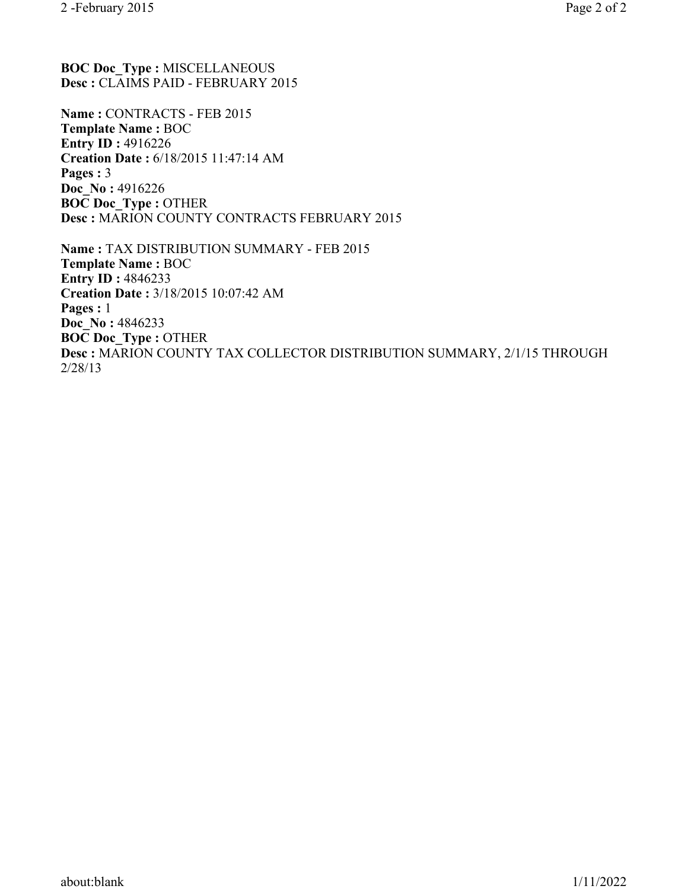**BOC Doc_Type :** MISCELLANEOUS
**Desc :** CLAIMS PAID - FEBRUARY 2015

**Name :** CONTRACTS - FEB 2015
**Template Name :** BOC
**Entry ID :** 4916226
**Creation Date :** 6/18/2015 11:47:14 AM
**Pages :** 3
**Doc_No :** 4916226
**BOC Doc_Type :** OTHER
**Desc :** MARION COUNTY CONTRACTS FEBRUARY 2015

**Name :** TAX DISTRIBUTION SUMMARY - FEB 2015
**Template Name :** BOC
**Entry ID :** 4846233
**Creation Date :** 3/18/2015 10:07:42 AM
**Pages :** 1
**Doc_No :** 4846233
**BOC Doc_Type :** OTHER
**Desc :** MARION COUNTY TAX COLLECTOR DISTRIBUTION SUMMARY, 2/1/15 THROUGH 2/28/13